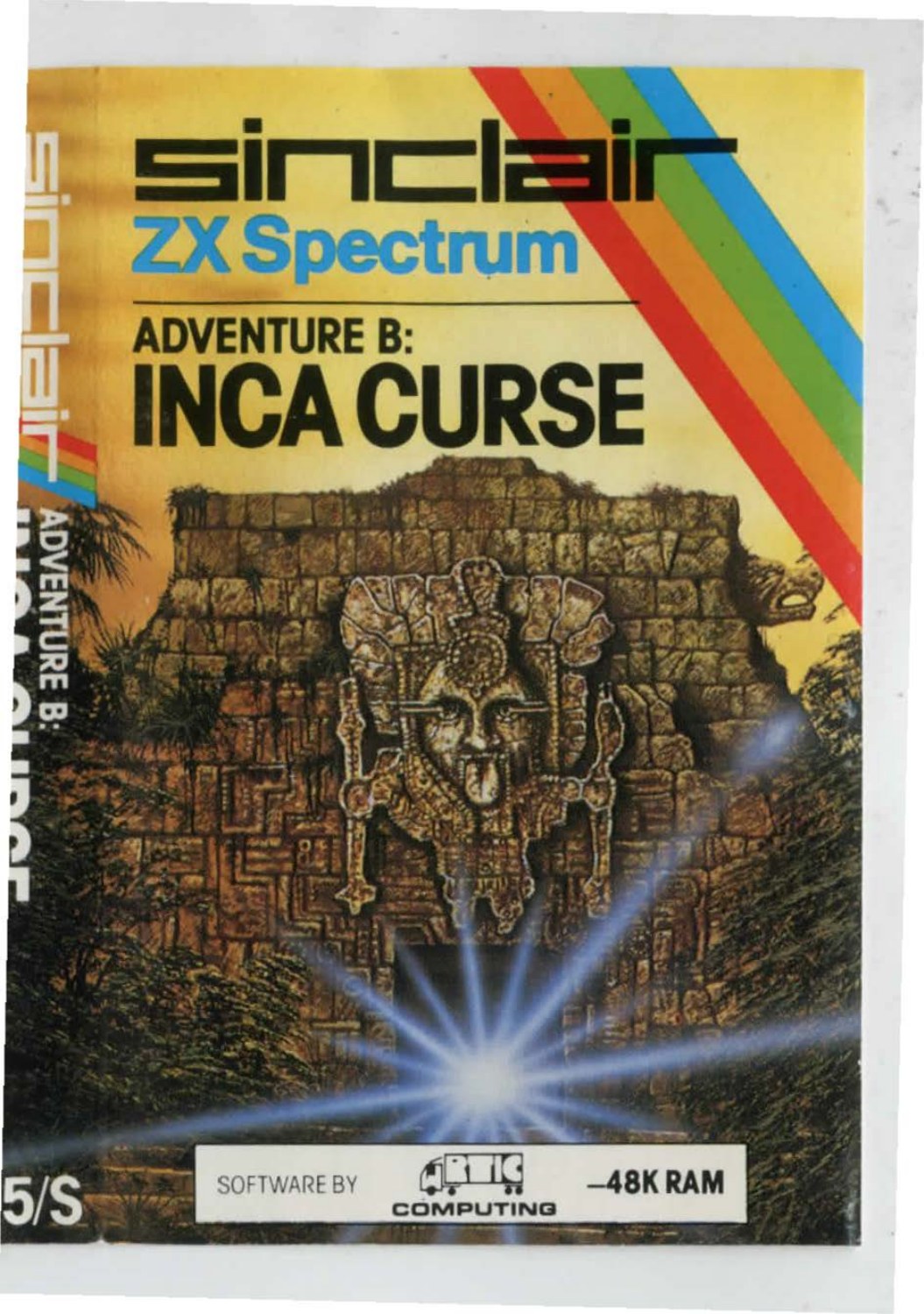# sinclair

## ZX Spectrum

# ADVENTURE B:
# INCA CURSE

sinclair ADVENTURE B: INCA CURSE

5/S

SOFTWARE BY ARTIC COMPUTING —48K RAM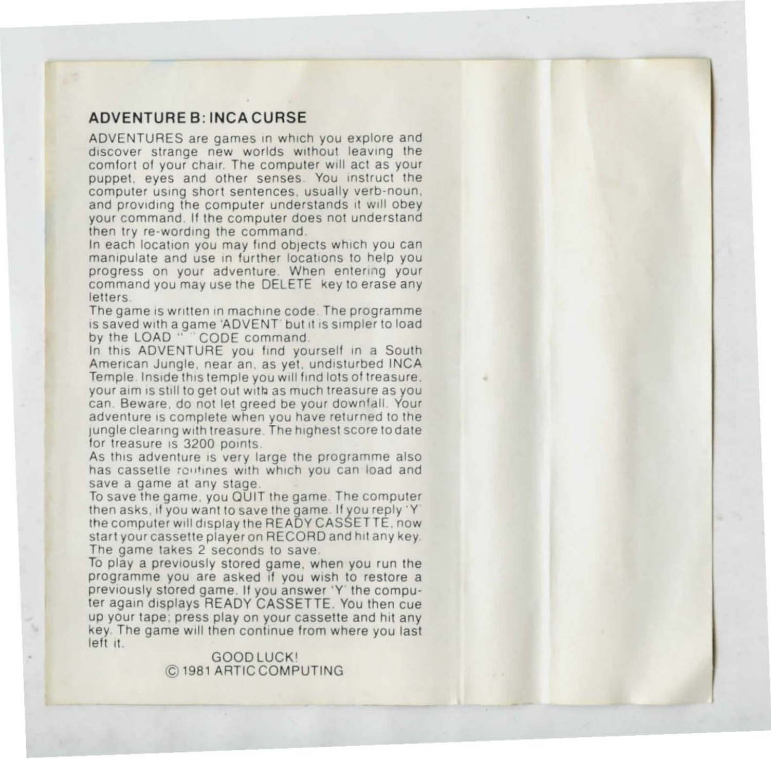## ADVENTURE B: INCA CURSE

ADVENTURES are games in which you explore and discover strange new worlds without leaving the comfort of your chair. The computer will act as your puppet, eyes and other senses. You instruct the computer using short sentences, usually verb-noun, and providing the computer understands it will obey your command. If the computer does not understand then try re-wording the command.

In each location you may find objects which you can manipulate and use in further locations to help you progress on your adventure. When entering your command you may use the DELETE key to erase any letters.

The game is written in machine code. The programme is saved with a game 'ADVENT' but it is simpler to load by the LOAD "" CODE command.

In this ADVENTURE you find yourself in a South American Jungle, near an, as yet, undisturbed INCA Temple. Inside this temple you will find lots of treasure, your aim is still to get out with as much treasure as you can. Beware, do not let greed be your downfall. Your adventure is complete when you have returned to the jungle clearing with treasure. The highest score to date for treasure is 3200 points.

As this adventure is very large the programme also has cassette routines with which you can load and save a game at any stage.

To save the game, you QUIT the game. The computer then asks, if you want to save the game. If you reply 'Y' the computer will display the READY CASSETTE, now start your cassette player on RECORD and hit any key. The game takes 2 seconds to save.

To play a previously stored game, when you run the programme you are asked if you wish to restore a previously stored game. If you answer 'Y' the computer again displays READY CASSETTE. You then cue up your tape; press play on your cassette and hit any key. The game will then continue from where you last left it.

GOOD LUCK!

© 1981 ARTIC COMPUTING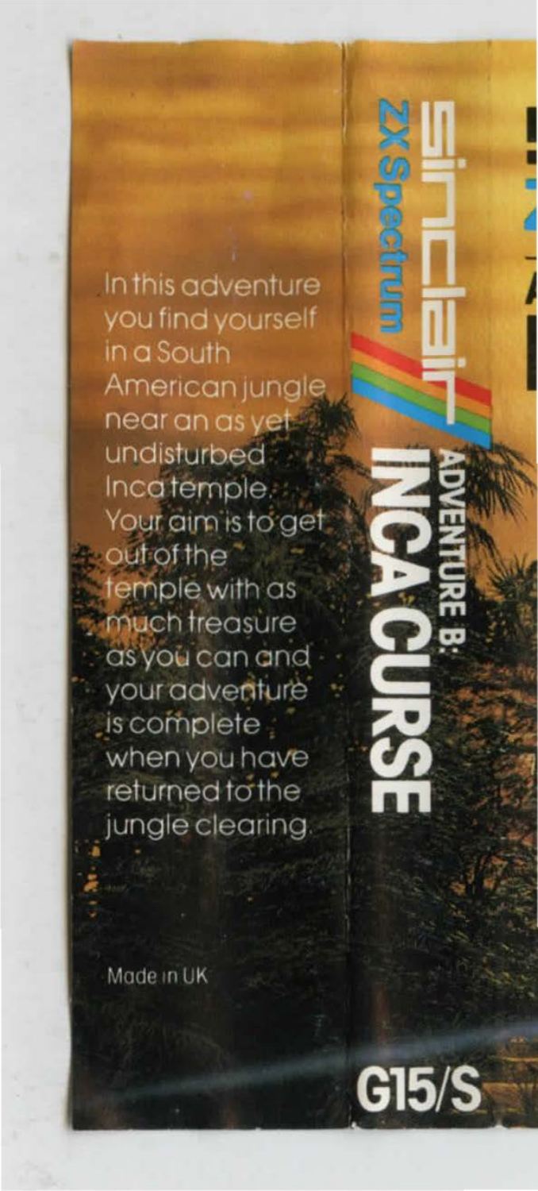In this adventure you find yourself in a South American jungle near an as yet undisturbed Inca temple. Your aim is to get out of the temple with as much treasure as you can and your adventure is complete when you have returned to the jungle clearing.

Made in UK

sinclair

ZX Spectrum

ADVENTURE B:

# INCA CURSE

G15/S